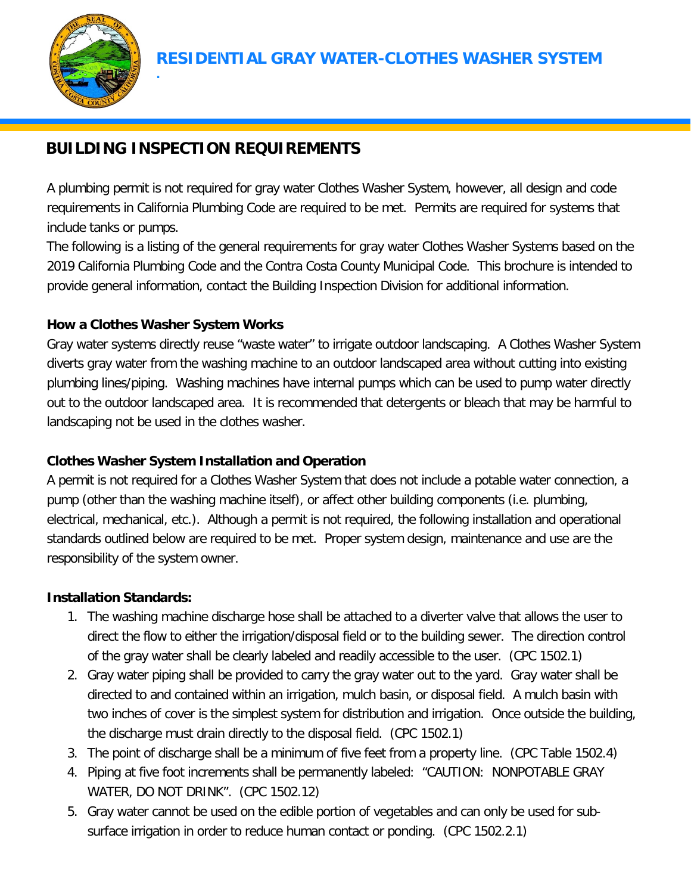# RESIDENTIAL GRAY WATER-CLOTHES WASHER SYSTEM

## BUILDING INSPECTION REQUIREMENTS

A plumbing permit is not required for gray water Clothes Washer System, however, all design and code requirements in California Plumbing Code are required to be met. Permits are required for systems that include tanks or pumps.

The following is a listing of the general requirements for gray water Clothes Washer Systems based on the 2019 California Plumbing Code and the Contra Costa County Municipal Code. This brochure is intended to provide general information, contact the Building Inspection Division for additional information.

### How a Clothes Washer System Works

Gray water systems directly reuse "waste water" to irrigate outdoor landscaping. A Clothes Washer System diverts gray water from the washing machine to an outdoor landscaped area without cutting into existing plumbing lines/piping. Washing machines have internal pumps which can be used to pump water directly out to the outdoor landscaped area. It is recommended that detergents or bleach that may be harmful to landscaping not be used in the clothes washer.

### Clothes Washer System Installation and Operation

A permit is not required for a Clothes Washer System that does not include a potable water connection, a pump (other than the washing machine itself), or affect other building components (i.e. plumbing, electrical, mechanical, etc.). Although a permit is not required, the following installation and operational standards outlined below are required to be met. Proper system design, maintenance and use are the responsibility of the system owner.

**Installation Standards:**

1. The washing machine discharge hose shall be attached to a diverter valve that allows the user to direct the flow to either the irrigation/disposal field or to the building sewer. The direction control of the gray water shall be clearly labeled and readily accessible to the user. (CPC 1502.1)
2. Gray water piping shall be provided to carry the gray water out to the yard. Gray water shall be directed to and contained within an irrigation, mulch basin, or disposal field. A mulch basin with two inches of cover is the simplest system for distribution and irrigation. Once outside the building, the discharge must drain directly to the disposal field. (CPC 1502.1)
3. The point of discharge shall be a minimum of five feet from a property line. (CPC Table 1502.4)
4. Piping at five foot increments shall be permanently labeled: "CAUTION: NONPOTABLE GRAY WATER, DO NOT DRINK". (CPC 1502.12)
5. Gray water cannot be used on the edible portion of vegetables and can only be used for sub-surface irrigation in order to reduce human contact or ponding. (CPC 1502.2.1)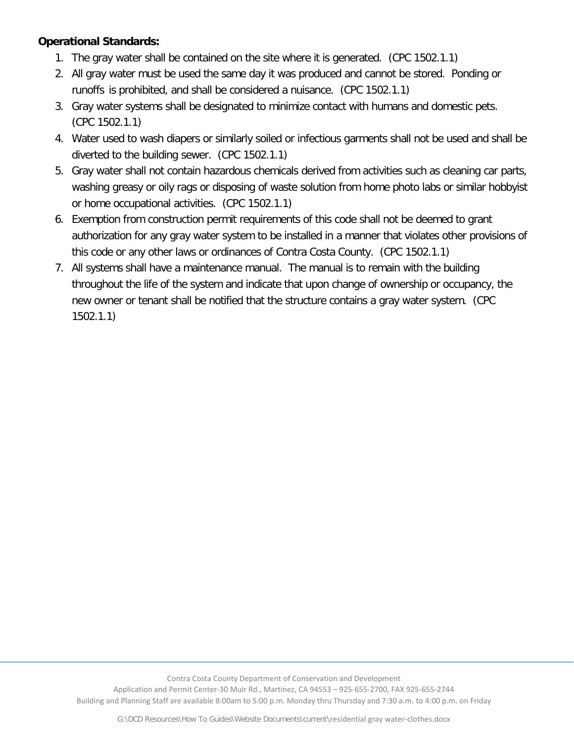**Operational Standards:**

1. The gray water shall be contained on the site where it is generated. (CPC 1502.1.1)
2. All gray water must be used the same day it was produced and cannot be stored. Ponding or runoffs is prohibited, and shall be considered a nuisance. (CPC 1502.1.1)
3. Gray water systems shall be designated to minimize contact with humans and domestic pets. (CPC 1502.1.1)
4. Water used to wash diapers or similarly soiled or infectious garments shall not be used and shall be diverted to the building sewer. (CPC 1502.1.1)
5. Gray water shall not contain hazardous chemicals derived from activities such as cleaning car parts, washing greasy or oily rags or disposing of waste solution from home photo labs or similar hobbyist or home occupational activities. (CPC 1502.1.1)
6. Exemption from construction permit requirements of this code shall not be deemed to grant authorization for any gray water system to be installed in a manner that violates other provisions of this code or any other laws or ordinances of Contra Costa County. (CPC 1502.1.1)
7. All systems shall have a maintenance manual. The manual is to remain with the building throughout the life of the system and indicate that upon change of ownership or occupancy, the new owner or tenant shall be notified that the structure contains a gray water system. (CPC 1502.1.1)